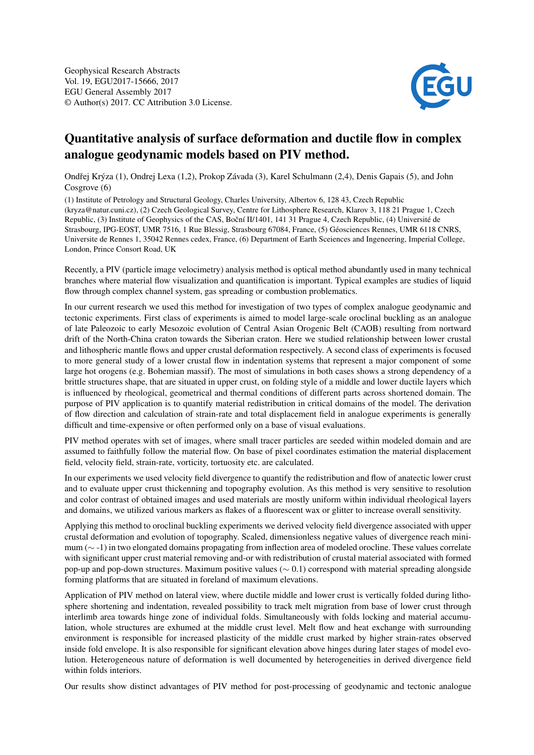Geophysical Research Abstracts
Vol. 19, EGU2017-15666, 2017
EGU General Assembly 2017
© Author(s) 2017. CC Attribution 3.0 License.

# Quantitative analysis of surface deformation and ductile flow in complex analogue geodynamic models based on PIV method.

Ondřej Krýza (1), Ondrej Lexa (1,2), Prokop Závada (3), Karel Schulmann (2,4), Denis Gapais (5), and John Cosgrove (6)

(1) Institute of Petrology and Structural Geology, Charles University, Albertov 6, 128 43, Czech Republic (kryza@natur.cuni.cz), (2) Czech Geological Survey, Centre for Lithosphere Research, Klarov 3, 118 21 Prague 1, Czech Republic, (3) Institute of Geophysics of the CAS, Boční II/1401, 141 31 Prague 4, Czech Republic, (4) Université de Strasbourg, IPG-EOST, UMR 7516, 1 Rue Blessig, Strasbourg 67084, France, (5) Géosciences Rennes, UMR 6118 CNRS, Universite de Rennes 1, 35042 Rennes cedex, France, (6) Department of Earth Sceiences and Ingeneering, Imperial College, London, Prince Consort Road, UK

Recently, a PIV (particle image velocimetry) analysis method is optical method abundantly used in many technical branches where material flow visualization and quantification is important. Typical examples are studies of liquid flow through complex channel system, gas spreading or combustion problematics.

In our current research we used this method for investigation of two types of complex analogue geodynamic and tectonic experiments. First class of experiments is aimed to model large-scale oroclinal buckling as an analogue of late Paleozoic to early Mesozoic evolution of Central Asian Orogenic Belt (CAOB) resulting from nortward drift of the North-China craton towards the Siberian craton. Here we studied relationship between lower crustal and lithospheric mantle flows and upper crustal deformation respectively. A second class of experiments is focused to more general study of a lower crustal flow in indentation systems that represent a major component of some large hot orogens (e.g. Bohemian massif). The most of simulations in both cases shows a strong dependency of a brittle structures shape, that are situated in upper crust, on folding style of a middle and lower ductile layers which is influenced by rheological, geometrical and thermal conditions of different parts across shortened domain. The purpose of PIV application is to quantify material redistribution in critical domains of the model. The derivation of flow direction and calculation of strain-rate and total displacement field in analogue experiments is generally difficult and time-expensive or often performed only on a base of visual evaluations.

PIV method operates with set of images, where small tracer particles are seeded within modeled domain and are assumed to faithfully follow the material flow. On base of pixel coordinates estimation the material displacement field, velocity field, strain-rate, vorticity, tortuosity etc. are calculated.

In our experiments we used velocity field divergence to quantify the redistribution and flow of anatectic lower crust and to evaluate upper crust thickenning and topography evolution. As this method is very sensitive to resolution and color contrast of obtained images and used materials are mostly uniform within individual rheological layers and domains, we utilized various markers as flakes of a fluorescent wax or glitter to increase overall sensitivity.

Applying this method to oroclinal buckling experiments we derived velocity field divergence associated with upper crustal deformation and evolution of topography. Scaled, dimensionless negative values of divergence reach minimum ($\sim$ -1) in two elongated domains propagating from inflection area of modeled orocline. These values correlate with significant upper crust material removing and-or with redistribution of crustal material associated with formed pop-up and pop-down structures. Maximum positive values ($\sim$ 0.1) correspond with material spreading alongside forming platforms that are situated in foreland of maximum elevations.

Application of PIV method on lateral view, where ductile middle and lower crust is vertically folded during lithosphere shortening and indentation, revealed possibility to track melt migration from base of lower crust through interlimb area towards hinge zone of individual folds. Simultaneously with folds locking and material accumulation, whole structures are exhumed at the middle crust level. Melt flow and heat exchange with surrounding environment is responsible for increased plasticity of the middle crust marked by higher strain-rates observed inside fold envelope. It is also responsible for significant elevation above hinges during later stages of model evolution. Heterogeneous nature of deformation is well documented by heterogeneities in derived divergence field within folds interiors.

Our results show distinct advantages of PIV method for post-processing of geodynamic and tectonic analogue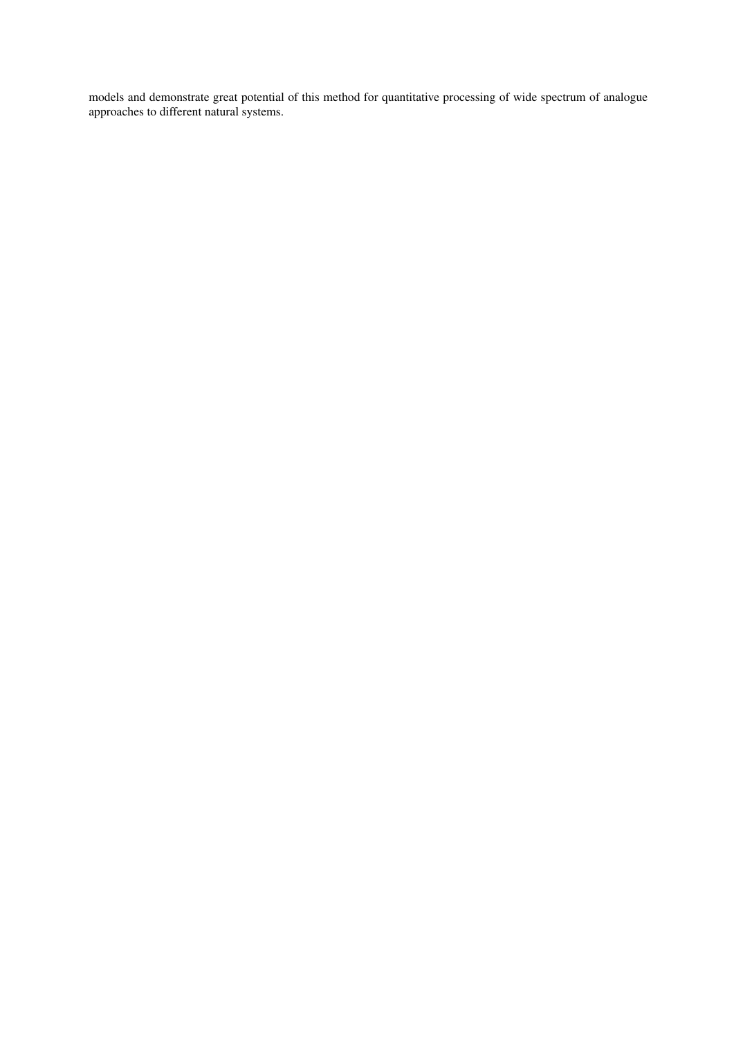models and demonstrate great potential of this method for quantitative processing of wide spectrum of analogue approaches to different natural systems.